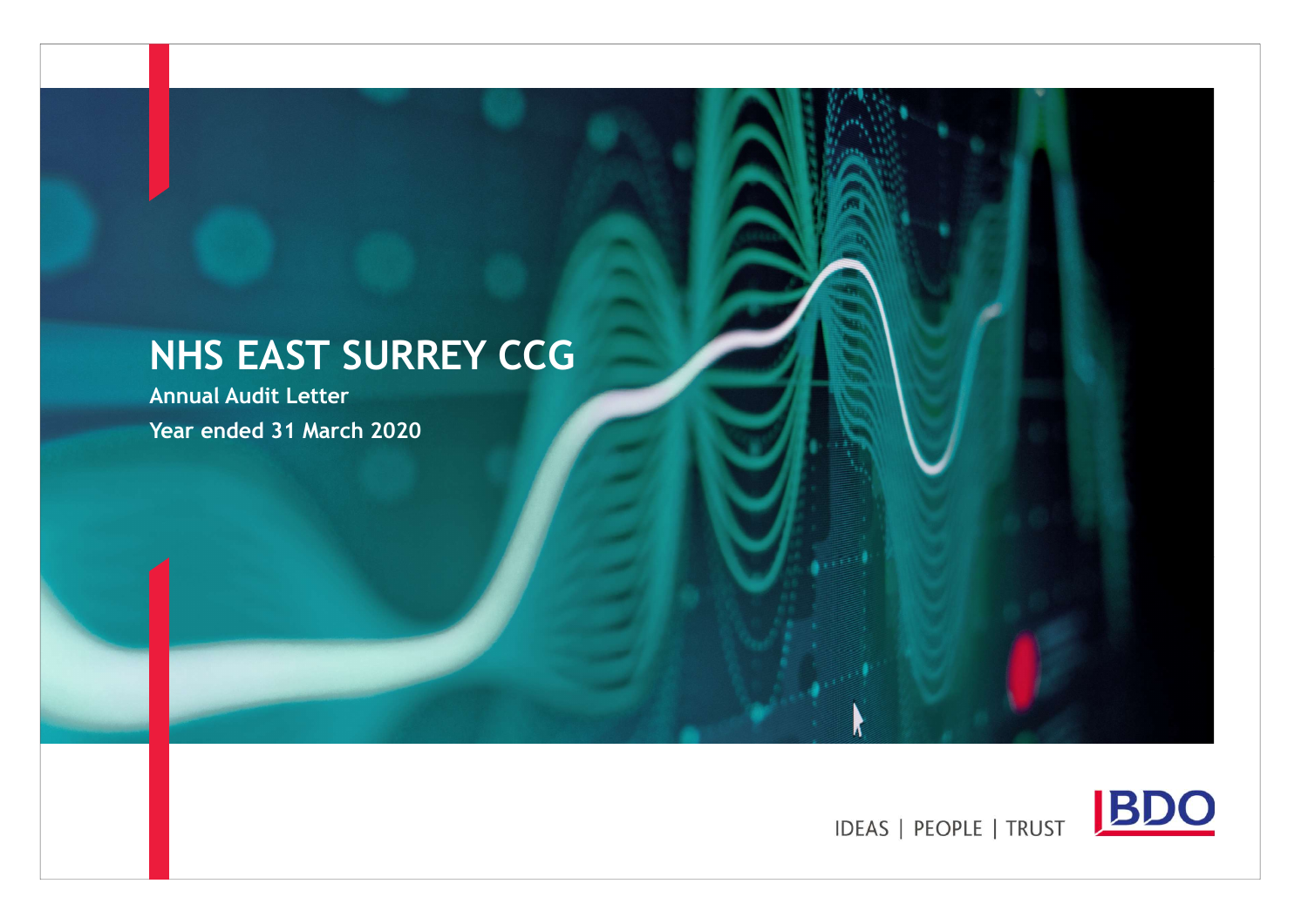# NHS EAST SURREY CCG

**Annual Audit Letter**

**Year ended 31 March 2020**

IDEAS | PEOPLE | TRUST

BDO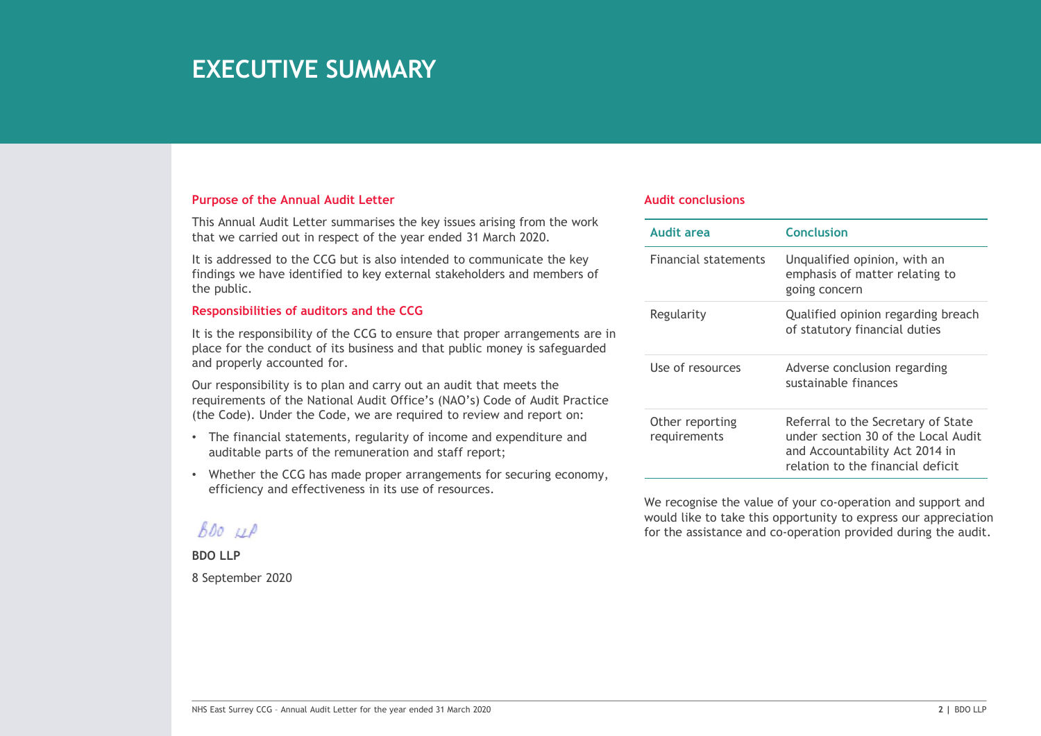# EXECUTIVE SUMMARY

## Purpose of the Annual Audit Letter

This Annual Audit Letter summarises the key issues arising from the work that we carried out in respect of the year ended 31 March 2020.

It is addressed to the CCG but is also intended to communicate the key findings we have identified to key external stakeholders and members of the public.

## Responsibilities of auditors and the CCG

It is the responsibility of the CCG to ensure that proper arrangements are in place for the conduct of its business and that public money is safeguarded and properly accounted for.

Our responsibility is to plan and carry out an audit that meets the requirements of the National Audit Office's (NAO's) Code of Audit Practice (the Code). Under the Code, we are required to review and report on:

- The financial statements, regularity of income and expenditure and auditable parts of the remuneration and staff report;
- Whether the CCG has made proper arrangements for securing economy, efficiency and effectiveness in its use of resources.

BDO LLP

**BDO LLP**

8 September 2020

## Audit conclusions

| Audit area | Conclusion |
|---|---|
| Financial statements | Unqualified opinion, with an emphasis of matter relating to going concern |
| Regularity | Qualified opinion regarding breach of statutory financial duties |
| Use of resources | Adverse conclusion regarding sustainable finances |
| Other reporting requirements | Referral to the Secretary of State under section 30 of the Local Audit and Accountability Act 2014 in relation to the financial deficit |

We recognise the value of your co-operation and support and would like to take this opportunity to express our appreciation for the assistance and co-operation provided during the audit.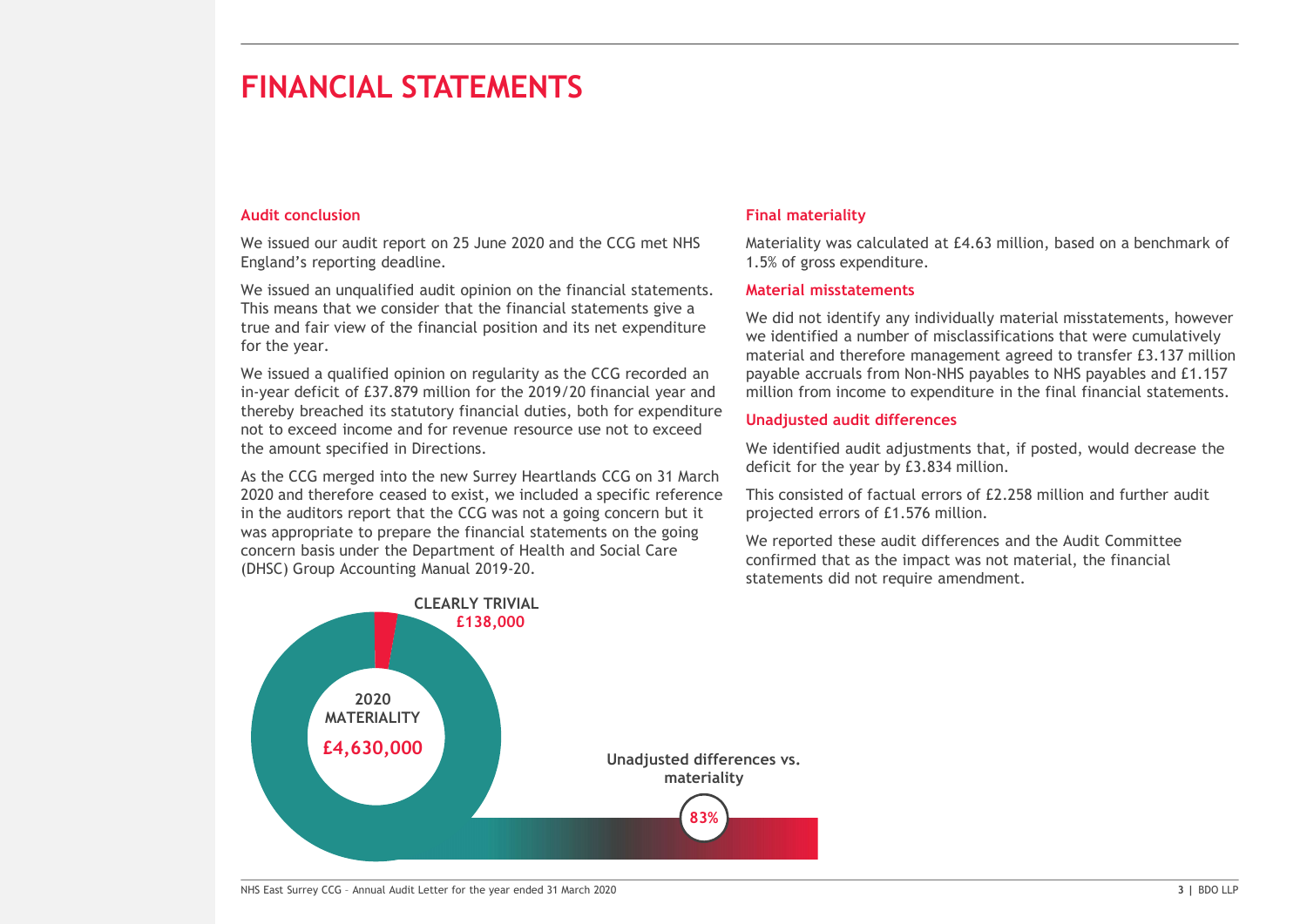# FINANCIAL STATEMENTS

### Audit conclusion

We issued our audit report on 25 June 2020 and the CCG met NHS England's reporting deadline.

We issued an unqualified audit opinion on the financial statements. This means that we consider that the financial statements give a true and fair view of the financial position and its net expenditure for the year.

We issued a qualified opinion on regularity as the CCG recorded an in-year deficit of £37.879 million for the 2019/20 financial year and thereby breached its statutory financial duties, both for expenditure not to exceed income and for revenue resource use not to exceed the amount specified in Directions.

As the CCG merged into the new Surrey Heartlands CCG on 31 March 2020 and therefore ceased to exist, we included a specific reference in the auditors report that the CCG was not a going concern but it was appropriate to prepare the financial statements on the going concern basis under the Department of Health and Social Care (DHSC) Group Accounting Manual 2019-20.

**CLEARLY TRIVIAL**
**£138,000**

**2020 MATERIALITY**
**£4,630,000**

**Unadjusted differences vs. materiality**
**83%**

### Final materiality

Materiality was calculated at £4.63 million, based on a benchmark of 1.5% of gross expenditure.

### Material misstatements

We did not identify any individually material misstatements, however we identified a number of misclassifications that were cumulatively material and therefore management agreed to transfer £3.137 million payable accruals from Non-NHS payables to NHS payables and £1.157 million from income to expenditure in the final financial statements.

### Unadjusted audit differences

We identified audit adjustments that, if posted, would decrease the deficit for the year by £3.834 million.

This consisted of factual errors of £2.258 million and further audit projected errors of £1.576 million.

We reported these audit differences and the Audit Committee confirmed that as the impact was not material, the financial statements did not require amendment.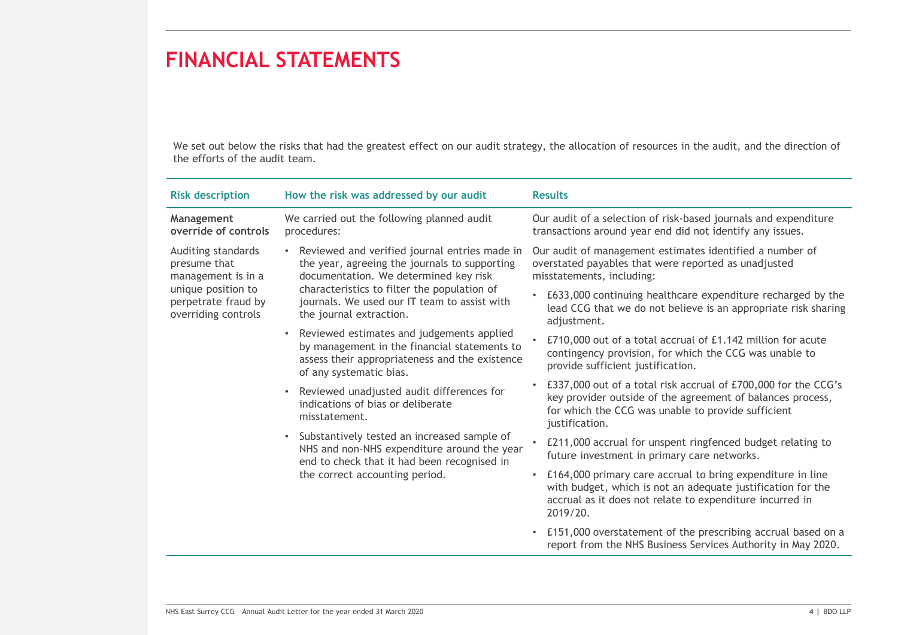# FINANCIAL STATEMENTS

We set out below the risks that had the greatest effect on our audit strategy, the allocation of resources in the audit, and the direction of the efforts of the audit team.

| Risk description | How the risk was addressed by our audit | Results |
|---|---|---|
| **Management override of controls**<br><br>Auditing standards presume that management is in a unique position to perpetrate fraud by overriding controls | We carried out the following planned audit procedures:<br><br>• Reviewed and verified journal entries made in the year, agreeing the journals to supporting documentation. We determined key risk characteristics to filter the population of journals. We used our IT team to assist with the journal extraction.<br><br>• Reviewed estimates and judgements applied by management in the financial statements to assess their appropriateness and the existence of any systematic bias.<br><br>• Reviewed unadjusted audit differences for indications of bias or deliberate misstatement.<br><br>• Substantively tested an increased sample of NHS and non-NHS expenditure around the year end to check that it had been recognised in the correct accounting period. | Our audit of a selection of risk-based journals and expenditure transactions around year end did not identify any issues.<br><br>Our audit of management estimates identified a number of overstated payables that were reported as unadjusted misstatements, including:<br><br>• £633,000 continuing healthcare expenditure recharged by the lead CCG that we do not believe is an appropriate risk sharing adjustment.<br><br>• £710,000 out of a total accrual of £1.142 million for acute contingency provision, for which the CCG was unable to provide sufficient justification.<br><br>• £337,000 out of a total risk accrual of £700,000 for the CCG's key provider outside of the agreement of balances process, for which the CCG was unable to provide sufficient justification.<br><br>• £211,000 accrual for unspent ringfenced budget relating to future investment in primary care networks.<br><br>• £164,000 primary care accrual to bring expenditure in line with budget, which is not an adequate justification for the accrual as it does not relate to expenditure incurred in 2019/20.<br><br>• £151,000 overstatement of the prescribing accrual based on a report from the NHS Business Services Authority in May 2020. |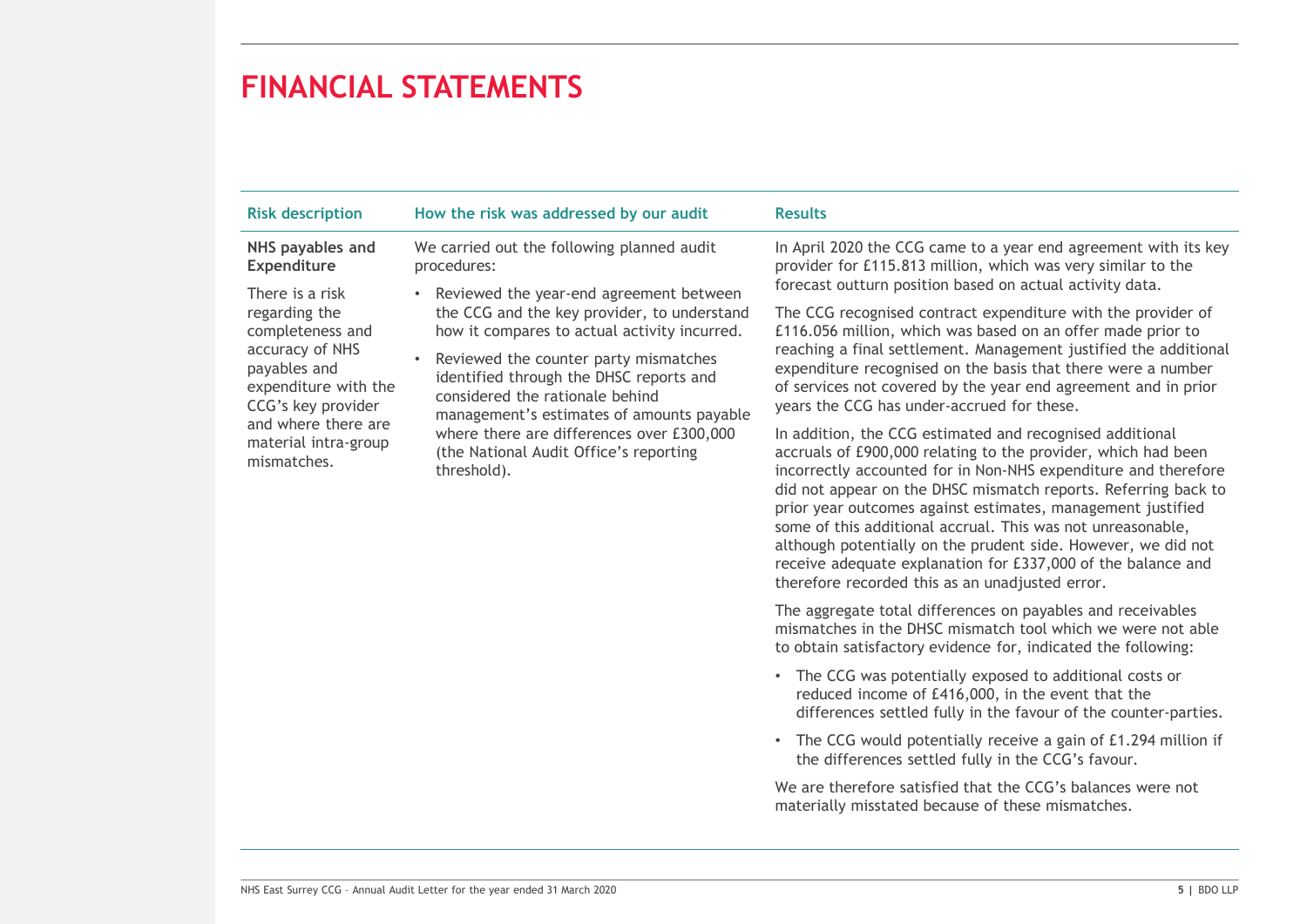# FINANCIAL STATEMENTS

| Risk description | How the risk was addressed by our audit | Results |
|---|---|---|
| **NHS payables and Expenditure**<br><br>There is a risk regarding the completeness and accuracy of NHS payables and expenditure with the CCG's key provider and where there are material intra-group mismatches. | We carried out the following planned audit procedures:<br><br>• Reviewed the year-end agreement between the CCG and the key provider, to understand how it compares to actual activity incurred.<br>• Reviewed the counter party mismatches identified through the DHSC reports and considered the rationale behind management's estimates of amounts payable where there are differences over £300,000 (the National Audit Office's reporting threshold). | In April 2020 the CCG came to a year end agreement with its key provider for £115.813 million, which was very similar to the forecast outturn position based on actual activity data.<br><br>The CCG recognised contract expenditure with the provider of £116.056 million, which was based on an offer made prior to reaching a final settlement. Management justified the additional expenditure recognised on the basis that there were a number of services not covered by the year end agreement and in prior years the CCG has under-accrued for these.<br><br>In addition, the CCG estimated and recognised additional accruals of £900,000 relating to the provider, which had been incorrectly accounted for in Non-NHS expenditure and therefore did not appear on the DHSC mismatch reports. Referring back to prior year outcomes against estimates, management justified some of this additional accrual. This was not unreasonable, although potentially on the prudent side. However, we did not receive adequate explanation for £337,000 of the balance and therefore recorded this as an unadjusted error.<br><br>The aggregate total differences on payables and receivables mismatches in the DHSC mismatch tool which we were not able to obtain satisfactory evidence for, indicated the following:<br><br>• The CCG was potentially exposed to additional costs or reduced income of £416,000, in the event that the differences settled fully in the favour of the counter-parties.<br>• The CCG would potentially receive a gain of £1.294 million if the differences settled fully in the CCG's favour.<br><br>We are therefore satisfied that the CCG's balances were not materially misstated because of these mismatches. |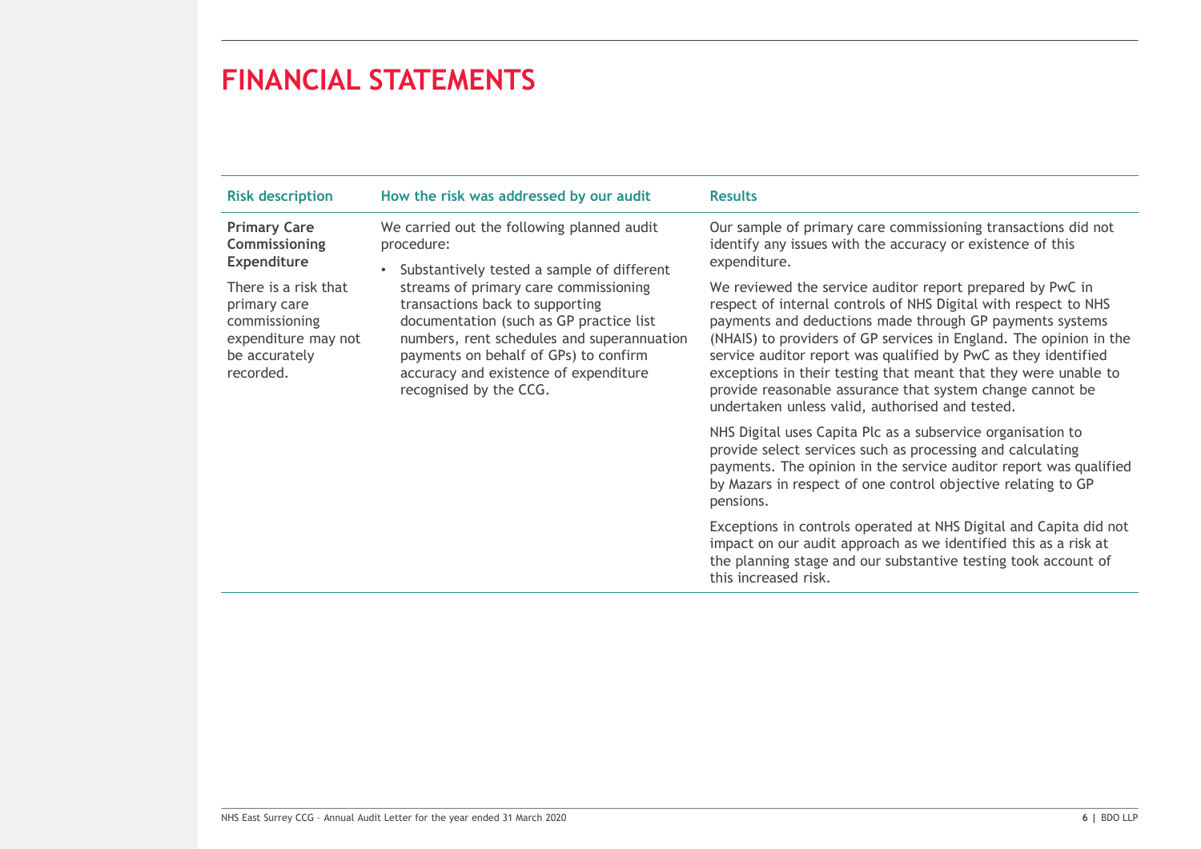# FINANCIAL STATEMENTS

| Risk description | How the risk was addressed by our audit | Results |
|---|---|---|
| **Primary Care Commissioning Expenditure**<br><br>There is a risk that primary care commissioning expenditure may not be accurately recorded. | We carried out the following planned audit procedure:<br><br>• Substantively tested a sample of different streams of primary care commissioning transactions back to supporting documentation (such as GP practice list numbers, rent schedules and superannuation payments on behalf of GPs) to confirm accuracy and existence of expenditure recognised by the CCG. | Our sample of primary care commissioning transactions did not identify any issues with the accuracy or existence of this expenditure.<br><br>We reviewed the service auditor report prepared by PwC in respect of internal controls of NHS Digital with respect to NHS payments and deductions made through GP payments systems (NHAIS) to providers of GP services in England. The opinion in the service auditor report was qualified by PwC as they identified exceptions in their testing that meant that they were unable to provide reasonable assurance that system change cannot be undertaken unless valid, authorised and tested.<br><br>NHS Digital uses Capita Plc as a subservice organisation to provide select services such as processing and calculating payments. The opinion in the service auditor report was qualified by Mazars in respect of one control objective relating to GP pensions.<br><br>Exceptions in controls operated at NHS Digital and Capita did not impact on our audit approach as we identified this as a risk at the planning stage and our substantive testing took account of this increased risk. |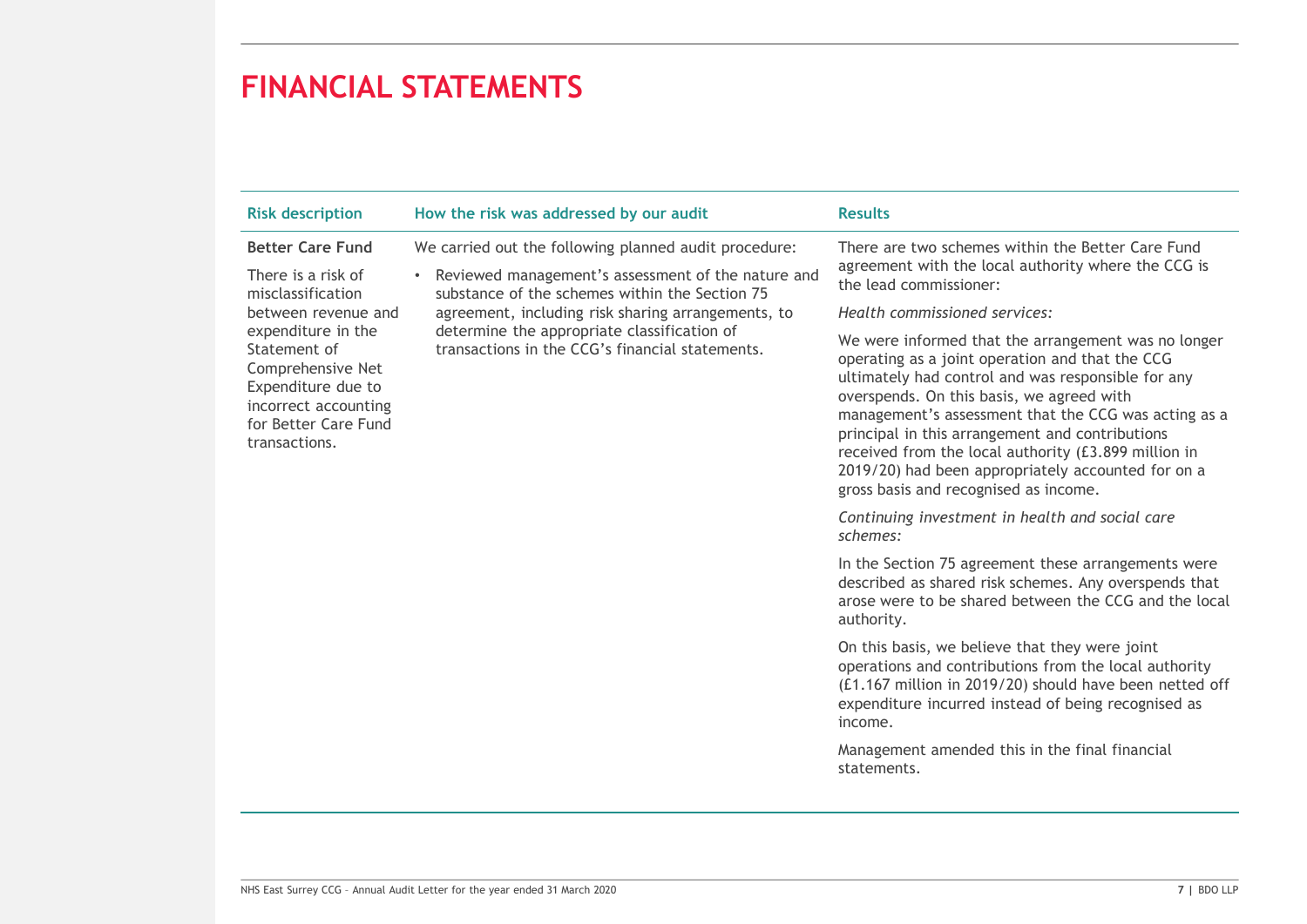# FINANCIAL STATEMENTS

| Risk description | How the risk was addressed by our audit | Results |
|---|---|---|
| **Better Care Fund**<br><br>There is a risk of misclassification between revenue and expenditure in the Statement of Comprehensive Net Expenditure due to incorrect accounting for Better Care Fund transactions. | We carried out the following planned audit procedure:<br><br>• Reviewed management's assessment of the nature and substance of the schemes within the Section 75 agreement, including risk sharing arrangements, to determine the appropriate classification of transactions in the CCG's financial statements. | There are two schemes within the Better Care Fund agreement with the local authority where the CCG is the lead commissioner:<br><br>*Health commissioned services:*<br><br>We were informed that the arrangement was no longer operating as a joint operation and that the CCG ultimately had control and was responsible for any overspends. On this basis, we agreed with management's assessment that the CCG was acting as a principal in this arrangement and contributions received from the local authority (£3.899 million in 2019/20) had been appropriately accounted for on a gross basis and recognised as income.<br><br>*Continuing investment in health and social care schemes:*<br><br>In the Section 75 agreement these arrangements were described as shared risk schemes. Any overspends that arose were to be shared between the CCG and the local authority.<br><br>On this basis, we believe that they were joint operations and contributions from the local authority (£1.167 million in 2019/20) should have been netted off expenditure incurred instead of being recognised as income.<br><br>Management amended this in the final financial statements. |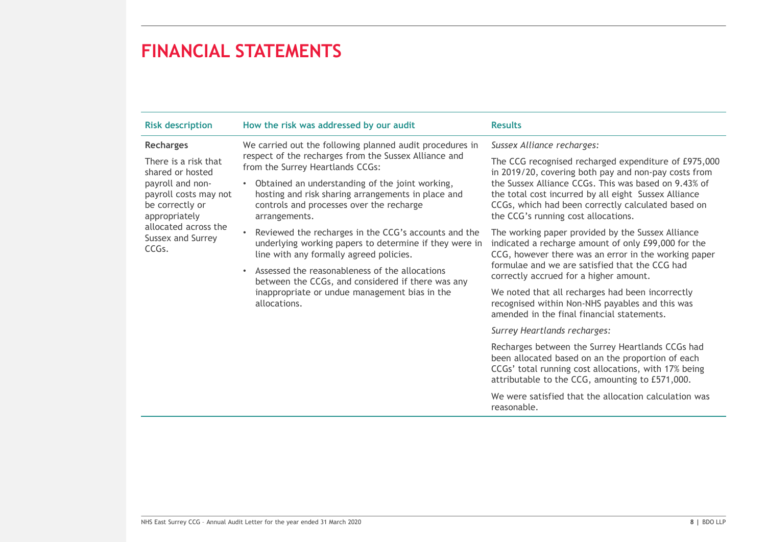# FINANCIAL STATEMENTS

| Risk description | How the risk was addressed by our audit | Results |
|---|---|---|
| **Recharges**<br><br>There is a risk that shared or hosted payroll and non-payroll costs may not be correctly or appropriately allocated across the Sussex and Surrey CCGs. | We carried out the following planned audit procedures in respect of the recharges from the Sussex Alliance and from the Surrey Heartlands CCGs:<br><br>• Obtained an understanding of the joint working, hosting and risk sharing arrangements in place and controls and processes over the recharge arrangements.<br><br>• Reviewed the recharges in the CCG's accounts and the underlying working papers to determine if they were in line with any formally agreed policies.<br><br>• Assessed the reasonableness of the allocations between the CCGs, and considered if there was any inappropriate or undue management bias in the allocations. | *Sussex Alliance recharges:*<br><br>The CCG recognised recharged expenditure of £975,000 in 2019/20, covering both pay and non-pay costs from the Sussex Alliance CCGs. This was based on 9.43% of the total cost incurred by all eight Sussex Alliance CCGs, which had been correctly calculated based on the CCG's running cost allocations.<br><br>The working paper provided by the Sussex Alliance indicated a recharge amount of only £99,000 for the CCG, however there was an error in the working paper formulae and we are satisfied that the CCG had correctly accrued for a higher amount.<br><br>We noted that all recharges had been incorrectly recognised within Non-NHS payables and this was amended in the final financial statements.<br><br>*Surrey Heartlands recharges:*<br><br>Recharges between the Surrey Heartlands CCGs had been allocated based on an the proportion of each CCGs' total running cost allocations, with 17% being attributable to the CCG, amounting to £571,000.<br><br>We were satisfied that the allocation calculation was reasonable. |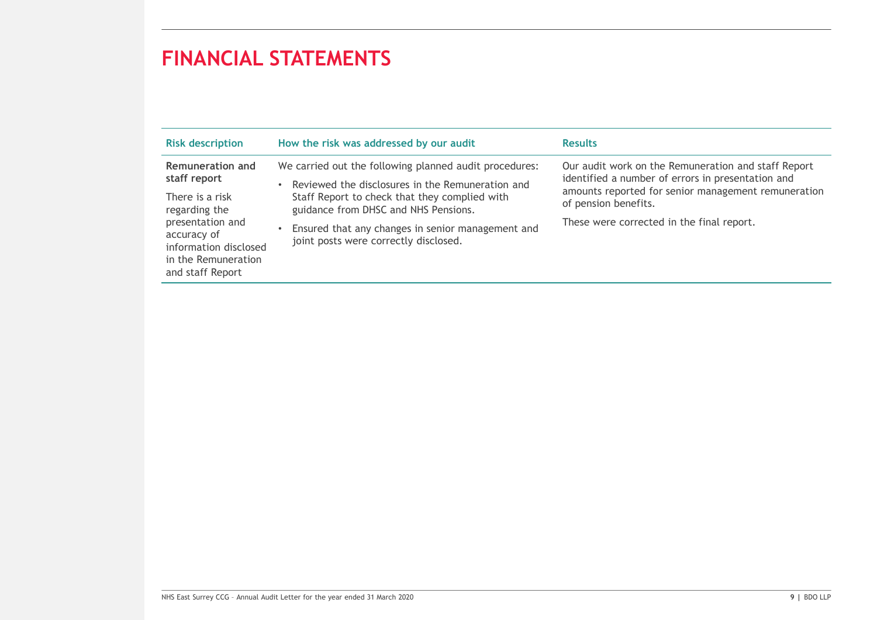# FINANCIAL STATEMENTS

| Risk description | How the risk was addressed by our audit | Results |
| --- | --- | --- |
| **Remuneration and staff report**<br>There is a risk regarding the presentation and accuracy of information disclosed in the Remuneration and staff Report | We carried out the following planned audit procedures:<br>• Reviewed the disclosures in the Remuneration and Staff Report to check that they complied with guidance from DHSC and NHS Pensions.<br>• Ensured that any changes in senior management and joint posts were correctly disclosed. | Our audit work on the Remuneration and staff Report identified a number of errors in presentation and amounts reported for senior management remuneration of pension benefits.<br>These were corrected in the final report. |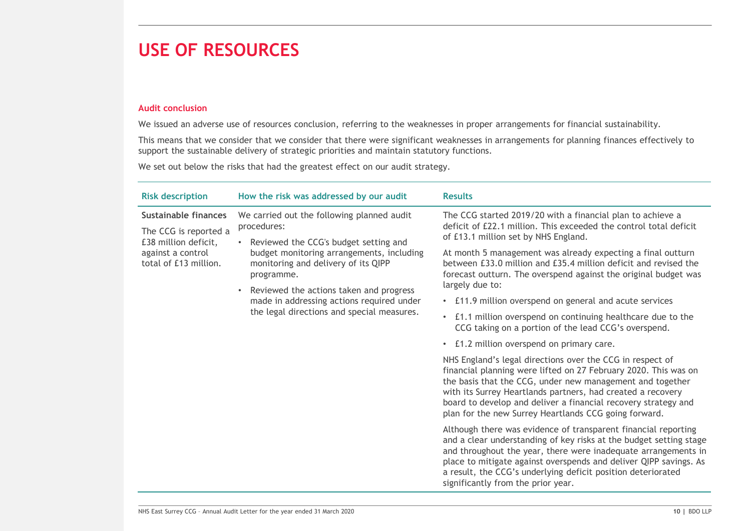# USE OF RESOURCES

**Audit conclusion**

We issued an adverse use of resources conclusion, referring to the weaknesses in proper arrangements for financial sustainability.

This means that we consider that we consider that there were significant weaknesses in arrangements for planning finances effectively to support the sustainable delivery of strategic priorities and maintain statutory functions.

We set out below the risks that had the greatest effect on our audit strategy.

| Risk description | How the risk was addressed by our audit | Results |
|---|---|---|
| **Sustainable finances**<br><br>The CCG is reported a £38 million deficit, against a control total of £13 million. | We carried out the following planned audit procedures:<br><br>• Reviewed the CCG's budget setting and budget monitoring arrangements, including monitoring and delivery of its QIPP programme.<br><br>• Reviewed the actions taken and progress made in addressing actions required under the legal directions and special measures. | The CCG started 2019/20 with a financial plan to achieve a deficit of £22.1 million. This exceeded the control total deficit of £13.1 million set by NHS England.<br><br>At month 5 management was already expecting a final outturn between £33.0 million and £35.4 million deficit and revised the forecast outturn. The overspend against the original budget was largely due to:<br><br>• £11.9 million overspend on general and acute services<br><br>• £1.1 million overspend on continuing healthcare due to the CCG taking on a portion of the lead CCG's overspend.<br><br>• £1.2 million overspend on primary care.<br><br>NHS England's legal directions over the CCG in respect of financial planning were lifted on 27 February 2020. This was on the basis that the CCG, under new management and together with its Surrey Heartlands partners, had created a recovery board to develop and deliver a financial recovery strategy and plan for the new Surrey Heartlands CCG going forward.<br><br>Although there was evidence of transparent financial reporting and a clear understanding of key risks at the budget setting stage and throughout the year, there were inadequate arrangements in place to mitigate against overspends and deliver QIPP savings. As a result, the CCG's underlying deficit position deteriorated significantly from the prior year. |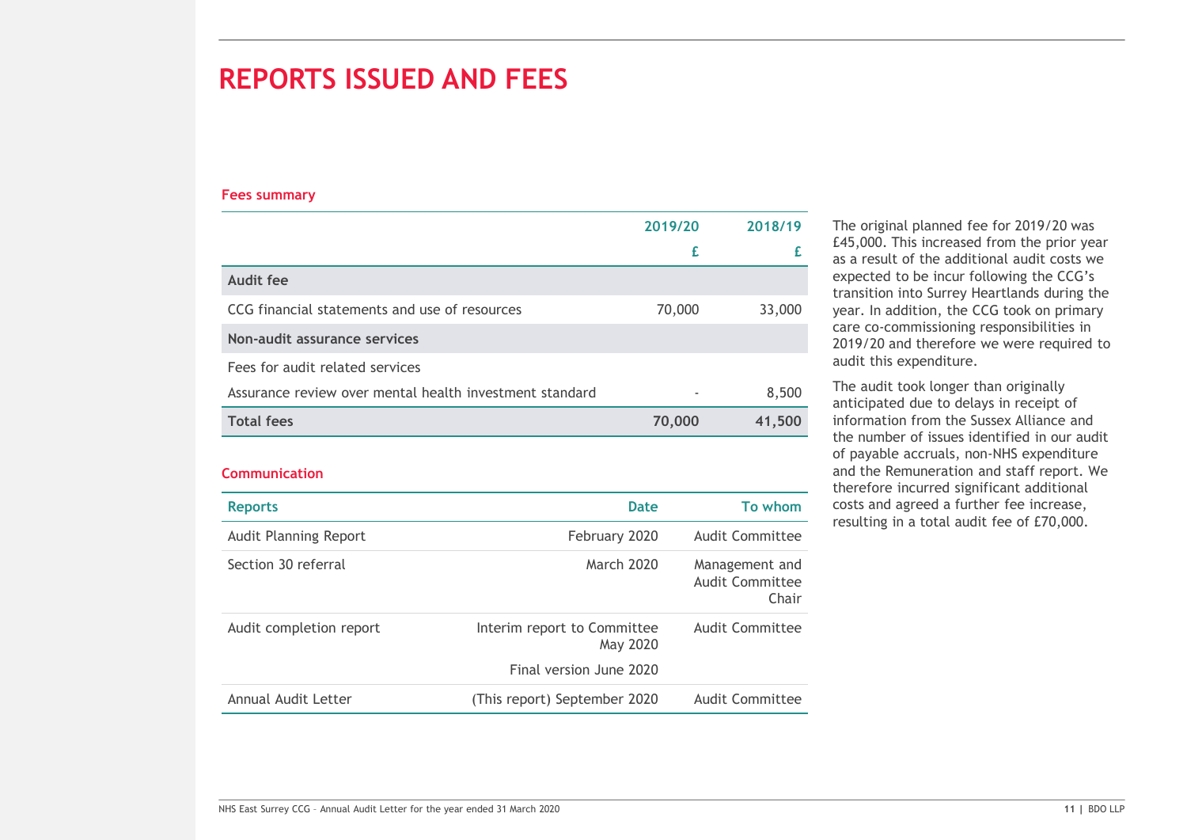# REPORTS ISSUED AND FEES

## Fees summary

| | 2019/20 | 2018/19 |
|---|---|---|
| | £ | £ |
| **Audit fee** | | |
| CCG financial statements and use of resources | 70,000 | 33,000 |
| **Non-audit assurance services** | | |
| Fees for audit related services | | |
| Assurance review over mental health investment standard | - | 8,500 |
| **Total fees** | **70,000** | **41,500** |

## Communication

| Reports | Date | To whom |
|---|---|---|
| Audit Planning Report | February 2020 | Audit Committee |
| Section 30 referral | March 2020 | Management and Audit Committee Chair |
| Audit completion report | Interim report to Committee May 2020<br>Final version June 2020 | Audit Committee |
| Annual Audit Letter | (This report) September 2020 | Audit Committee |

The original planned fee for 2019/20 was £45,000. This increased from the prior year as a result of the additional audit costs we expected to be incur following the CCG's transition into Surrey Heartlands during the year. In addition, the CCG took on primary care co-commissioning responsibilities in 2019/20 and therefore we were required to audit this expenditure.

The audit took longer than originally anticipated due to delays in receipt of information from the Sussex Alliance and the number of issues identified in our audit of payable accruals, non-NHS expenditure and the Remuneration and staff report. We therefore incurred significant additional costs and agreed a further fee increase, resulting in a total audit fee of £70,000.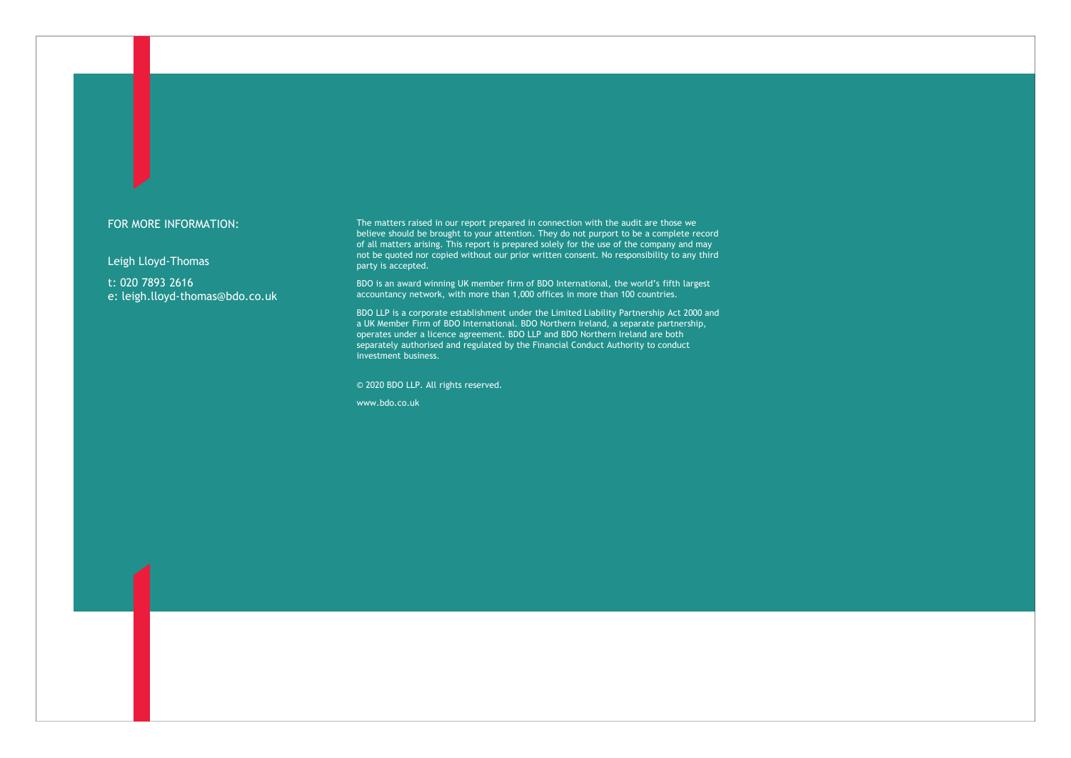FOR MORE INFORMATION:

Leigh Lloyd-Thomas

t: 020 7893 2616
e: leigh.lloyd-thomas@bdo.co.uk

The matters raised in our report prepared in connection with the audit are those we believe should be brought to your attention. They do not purport to be a complete record of all matters arising. This report is prepared solely for the use of the company and may not be quoted nor copied without our prior written consent. No responsibility to any third party is accepted.

BDO is an award winning UK member firm of BDO International, the world's fifth largest accountancy network, with more than 1,000 offices in more than 100 countries.

BDO LLP is a corporate establishment under the Limited Liability Partnership Act 2000 and a UK Member Firm of BDO International. BDO Northern Ireland, a separate partnership, operates under a licence agreement. BDO LLP and BDO Northern Ireland are both separately authorised and regulated by the Financial Conduct Authority to conduct investment business.

© 2020 BDO LLP. All rights reserved.

www.bdo.co.uk